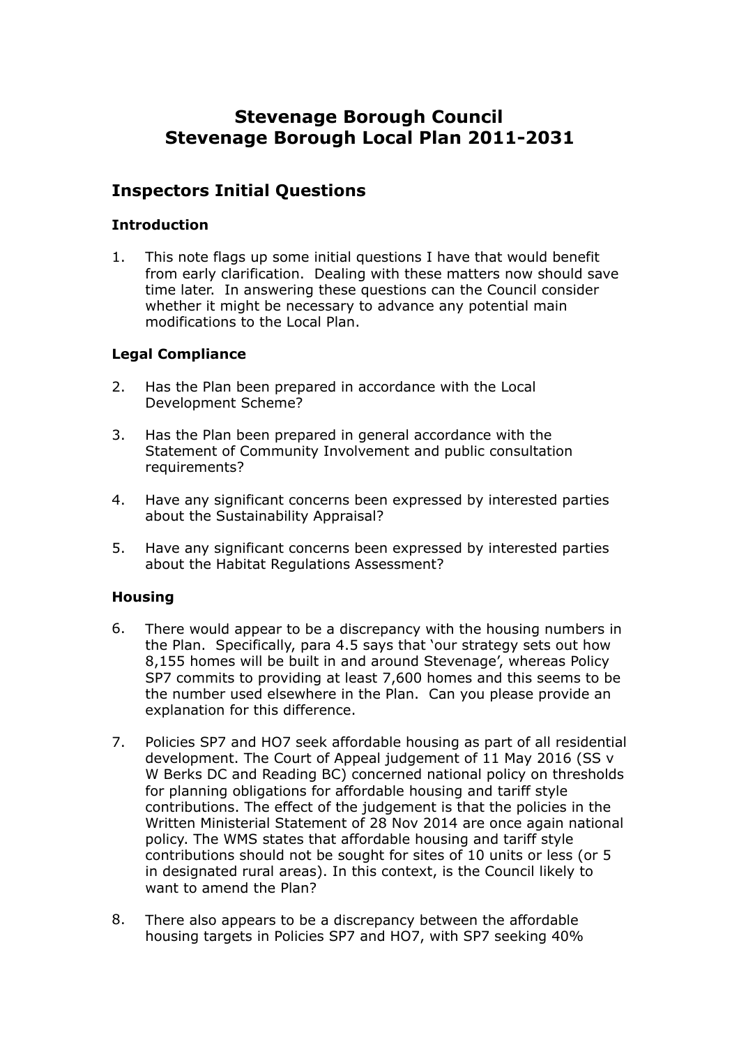# Stevenage Borough Council
# Stevenage Borough Local Plan 2011-2031

## Inspectors Initial Questions

### Introduction

1. This note flags up some initial questions I have that would benefit from early clarification. Dealing with these matters now should save time later. In answering these questions can the Council consider whether it might be necessary to advance any potential main modifications to the Local Plan.

### Legal Compliance

2. Has the Plan been prepared in accordance with the Local Development Scheme?

3. Has the Plan been prepared in general accordance with the Statement of Community Involvement and public consultation requirements?

4. Have any significant concerns been expressed by interested parties about the Sustainability Appraisal?

5. Have any significant concerns been expressed by interested parties about the Habitat Regulations Assessment?

### Housing

6. There would appear to be a discrepancy with the housing numbers in the Plan. Specifically, para 4.5 says that 'our strategy sets out how 8,155 homes will be built in and around Stevenage', whereas Policy SP7 commits to providing at least 7,600 homes and this seems to be the number used elsewhere in the Plan. Can you please provide an explanation for this difference.

7. Policies SP7 and HO7 seek affordable housing as part of all residential development. The Court of Appeal judgement of 11 May 2016 (SS v W Berks DC and Reading BC) concerned national policy on thresholds for planning obligations for affordable housing and tariff style contributions. The effect of the judgement is that the policies in the Written Ministerial Statement of 28 Nov 2014 are once again national policy. The WMS states that affordable housing and tariff style contributions should not be sought for sites of 10 units or less (or 5 in designated rural areas). In this context, is the Council likely to want to amend the Plan?

8. There also appears to be a discrepancy between the affordable housing targets in Policies SP7 and HO7, with SP7 seeking 40%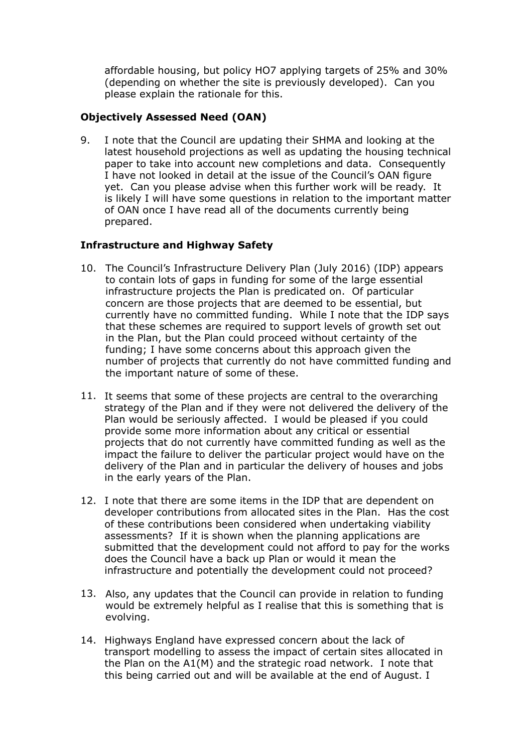affordable housing, but policy HO7 applying targets of 25% and 30% (depending on whether the site is previously developed). Can you please explain the rationale for this.

**Objectively Assessed Need (OAN)**

9. I note that the Council are updating their SHMA and looking at the latest household projections as well as updating the housing technical paper to take into account new completions and data. Consequently I have not looked in detail at the issue of the Council's OAN figure yet. Can you please advise when this further work will be ready. It is likely I will have some questions in relation to the important matter of OAN once I have read all of the documents currently being prepared.

**Infrastructure and Highway Safety**

10. The Council's Infrastructure Delivery Plan (July 2016) (IDP) appears to contain lots of gaps in funding for some of the large essential infrastructure projects the Plan is predicated on. Of particular concern are those projects that are deemed to be essential, but currently have no committed funding. While I note that the IDP says that these schemes are required to support levels of growth set out in the Plan, but the Plan could proceed without certainty of the funding; I have some concerns about this approach given the number of projects that currently do not have committed funding and the important nature of some of these.

11. It seems that some of these projects are central to the overarching strategy of the Plan and if they were not delivered the delivery of the Plan would be seriously affected. I would be pleased if you could provide some more information about any critical or essential projects that do not currently have committed funding as well as the impact the failure to deliver the particular project would have on the delivery of the Plan and in particular the delivery of houses and jobs in the early years of the Plan.

12. I note that there are some items in the IDP that are dependent on developer contributions from allocated sites in the Plan. Has the cost of these contributions been considered when undertaking viability assessments? If it is shown when the planning applications are submitted that the development could not afford to pay for the works does the Council have a back up Plan or would it mean the infrastructure and potentially the development could not proceed?

13. Also, any updates that the Council can provide in relation to funding would be extremely helpful as I realise that this is something that is evolving.

14. Highways England have expressed concern about the lack of transport modelling to assess the impact of certain sites allocated in the Plan on the A1(M) and the strategic road network. I note that this being carried out and will be available at the end of August. I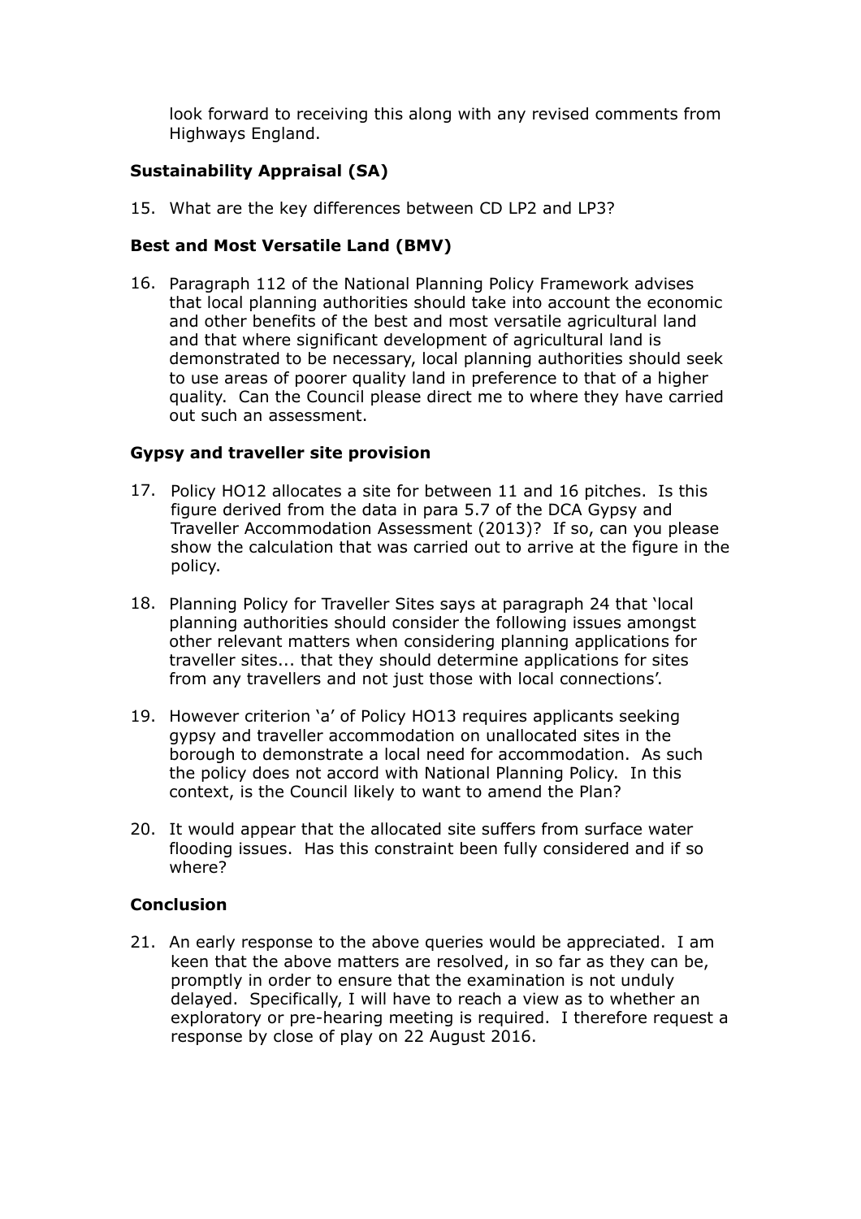look forward to receiving this along with any revised comments from Highways England.

**Sustainability Appraisal (SA)**

15. What are the key differences between CD LP2 and LP3?

**Best and Most Versatile Land (BMV)**

16. Paragraph 112 of the National Planning Policy Framework advises that local planning authorities should take into account the economic and other benefits of the best and most versatile agricultural land and that where significant development of agricultural land is demonstrated to be necessary, local planning authorities should seek to use areas of poorer quality land in preference to that of a higher quality. Can the Council please direct me to where they have carried out such an assessment.

**Gypsy and traveller site provision**

17. Policy HO12 allocates a site for between 11 and 16 pitches. Is this figure derived from the data in para 5.7 of the DCA Gypsy and Traveller Accommodation Assessment (2013)? If so, can you please show the calculation that was carried out to arrive at the figure in the policy.

18. Planning Policy for Traveller Sites says at paragraph 24 that 'local planning authorities should consider the following issues amongst other relevant matters when considering planning applications for traveller sites... that they should determine applications for sites from any travellers and not just those with local connections'.

19. However criterion 'a' of Policy HO13 requires applicants seeking gypsy and traveller accommodation on unallocated sites in the borough to demonstrate a local need for accommodation. As such the policy does not accord with National Planning Policy. In this context, is the Council likely to want to amend the Plan?

20. It would appear that the allocated site suffers from surface water flooding issues. Has this constraint been fully considered and if so where?

**Conclusion**

21. An early response to the above queries would be appreciated. I am keen that the above matters are resolved, in so far as they can be, promptly in order to ensure that the examination is not unduly delayed. Specifically, I will have to reach a view as to whether an exploratory or pre-hearing meeting is required. I therefore request a response by close of play on 22 August 2016.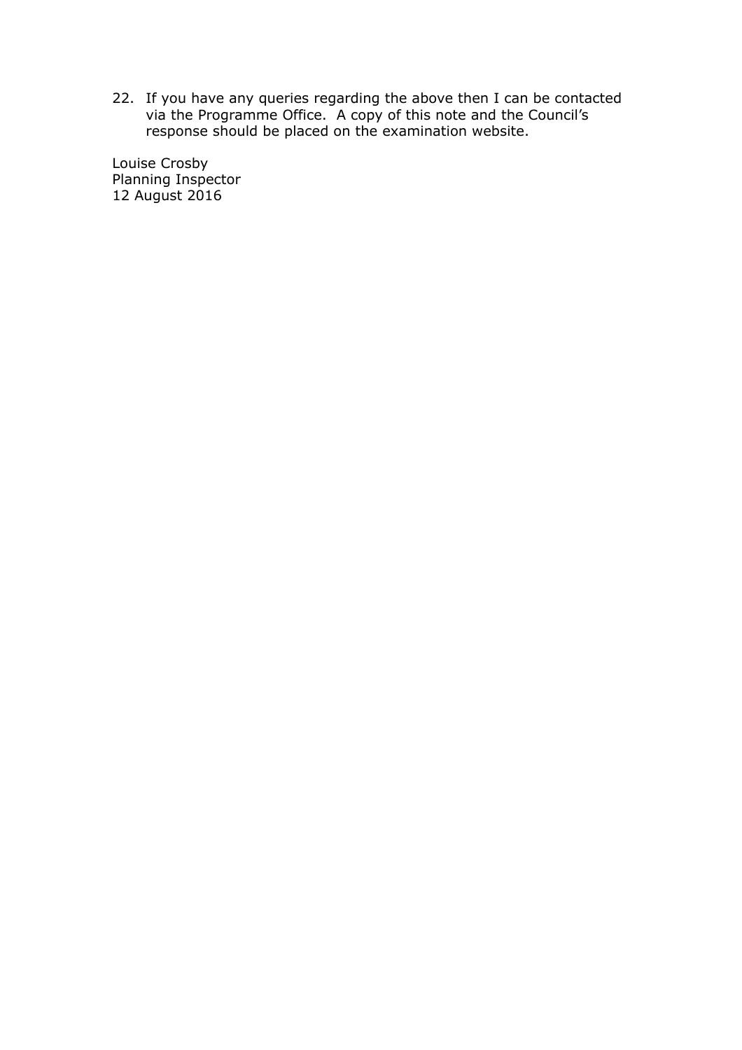22. If you have any queries regarding the above then I can be contacted via the Programme Office. A copy of this note and the Council's response should be placed on the examination website.

Louise Crosby
Planning Inspector
12 August 2016